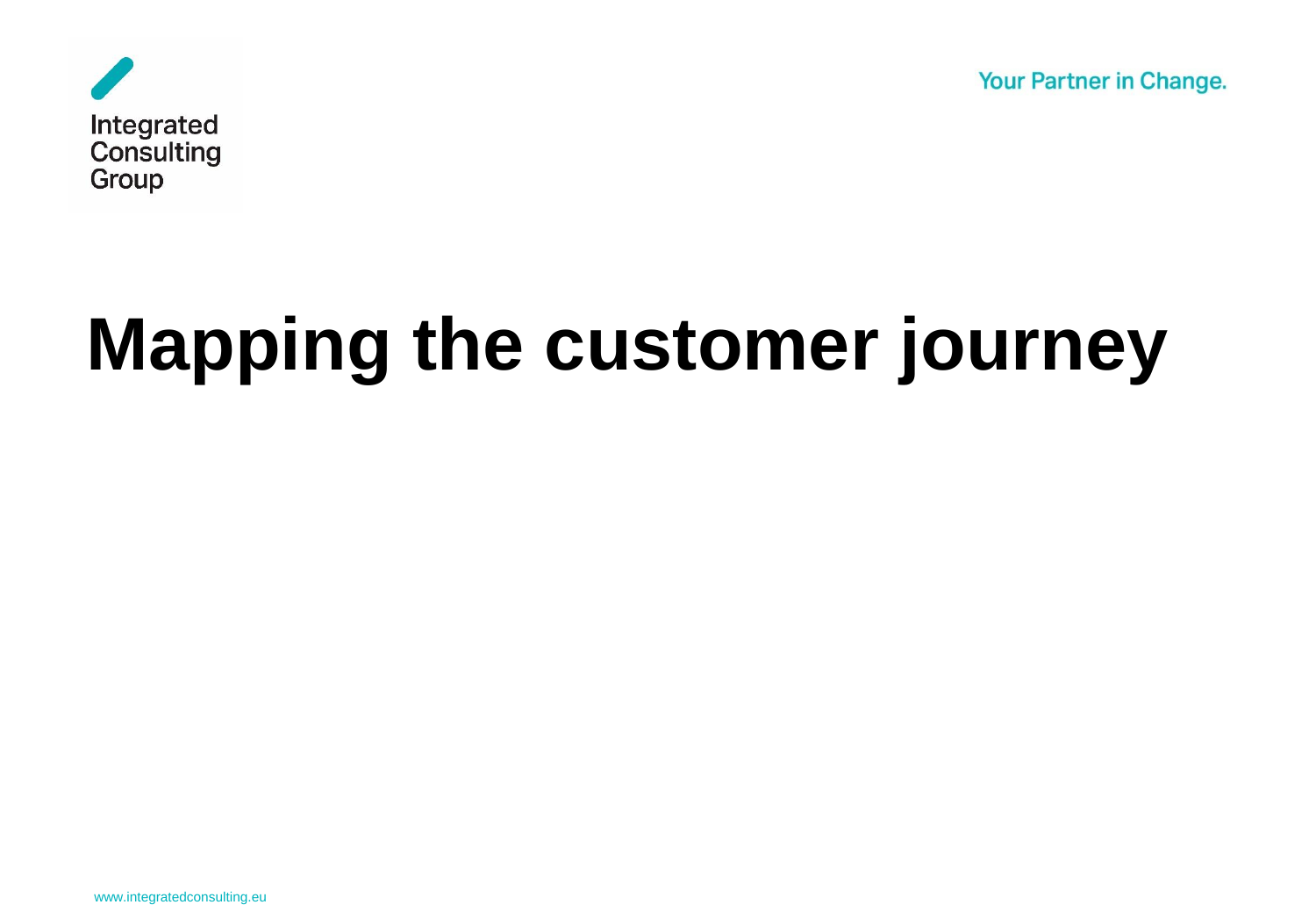Integrated Consulting Group

Your Partner in Change.

# Mapping the customer journey

www.integratedconsulting.eu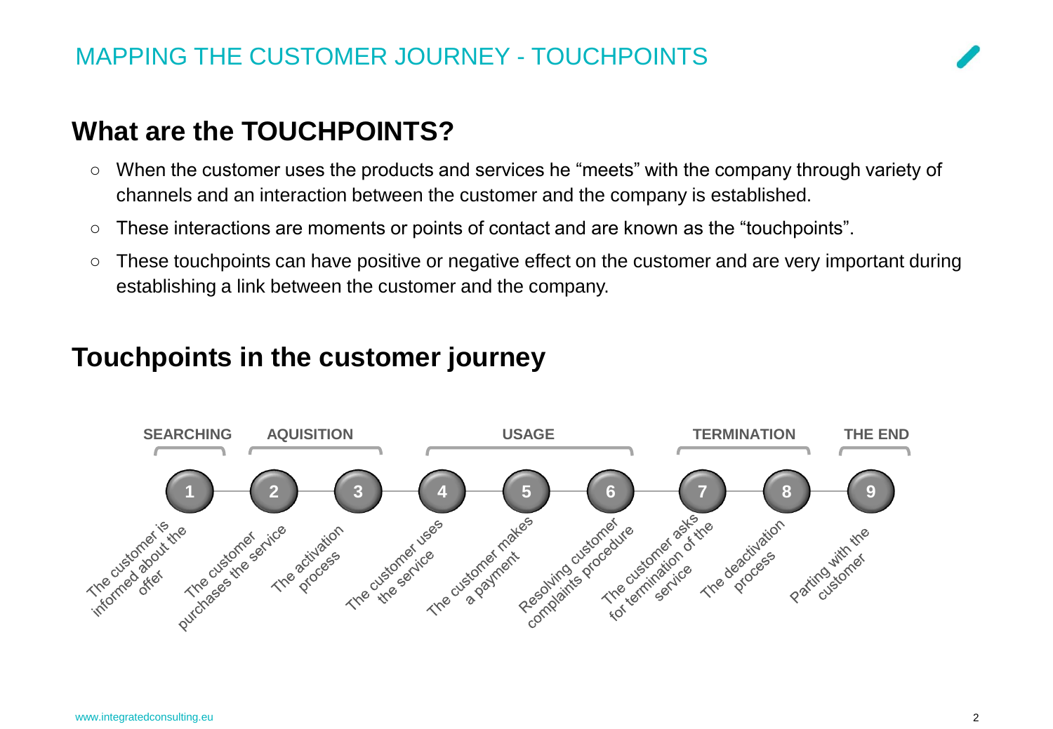# MAPPING THE CUSTOMER JOURNEY - TOUCHPOINTS

## What are the TOUCHPOINTS?

- When the customer uses the products and services he “meets” with the company through variety of channels and an interaction between the customer and the company is established.
- These interactions are moments or points of contact and are known as the “touchpoints”.
- These touchpoints can have positive or negative effect on the customer and are very important during establishing a link between the customer and the company.

## Touchpoints in the customer journey

| Stage | No. | Touchpoint |
|---|---|---|
| SEARCHING | 1 | The customer is informed about the offer |
| AQUISITION | 2 | The customer purchases the service |
| AQUISITION | 3 | The activation process |
| USAGE | 4 | The customer uses the service |
| USAGE | 5 | The customer makes a payment |
| USAGE | 6 | Resolving customer complaints procedure |
| TERMINATION | 7 | The customer asks for termination of the service |
| TERMINATION | 8 | The deactivation process |
| THE END | 9 | Parting with the customer |

www.integratedconsulting.eu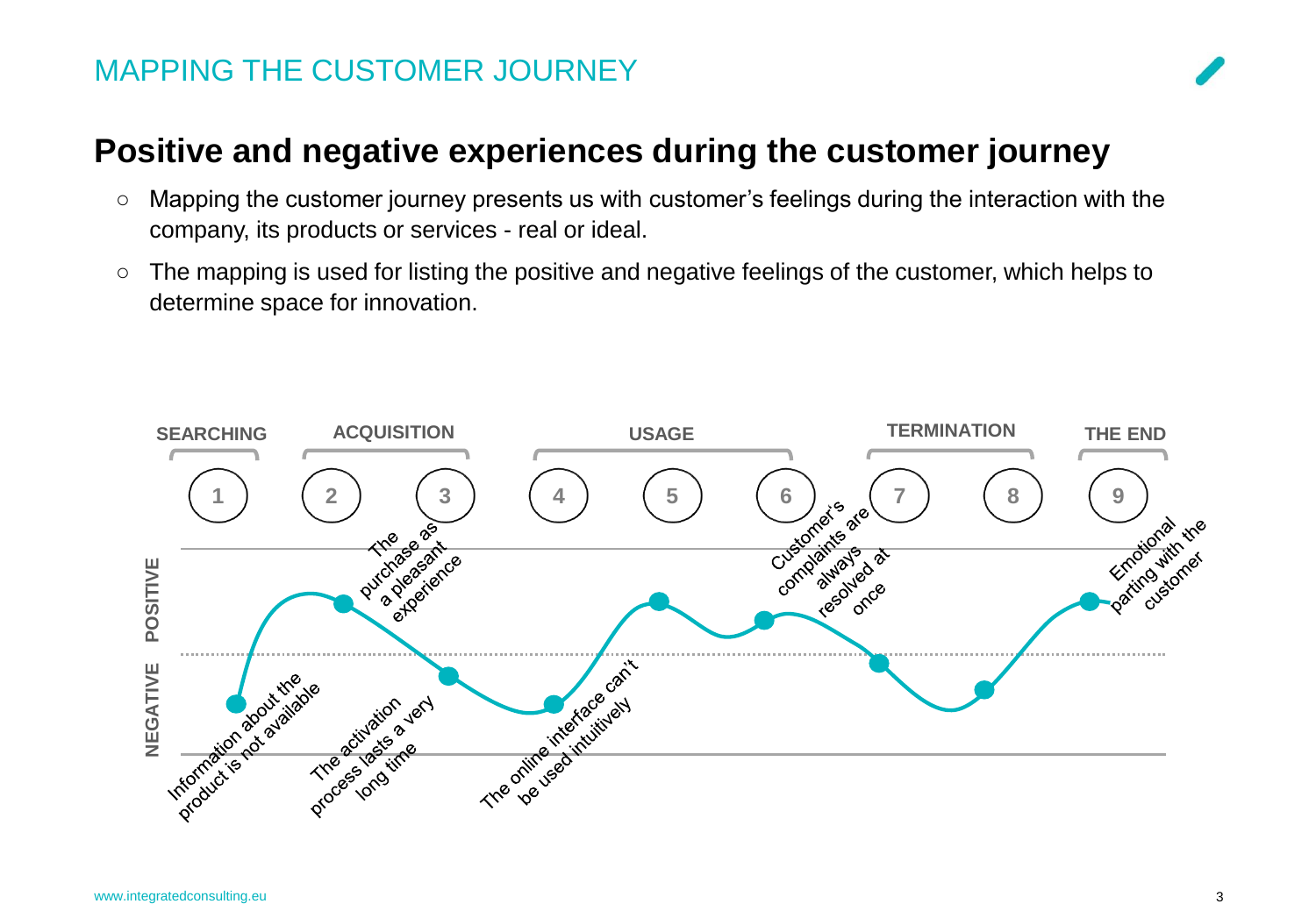MAPPING THE CUSTOMER JOURNEY

## Positive and negative experiences during the customer journey

- Mapping the customer journey presents us with customer's feelings during the interaction with the company, its products or services - real or ideal.
- The mapping is used for listing the positive and negative feelings of the customer, which helps to determine space for innovation.

SEARCHING | ACQUISITION | USAGE | TERMINATION | THE END

1 2 3 4 5 6 7 8 9

POSITIVE / NEGATIVE

- Information about the product is not available
- The purchase as a pleasant experience
- The activation process lasts a very long time
- The online interface can't be used intuitively
- Customer's complaints are always resolved at once
- Emotional parting with the customer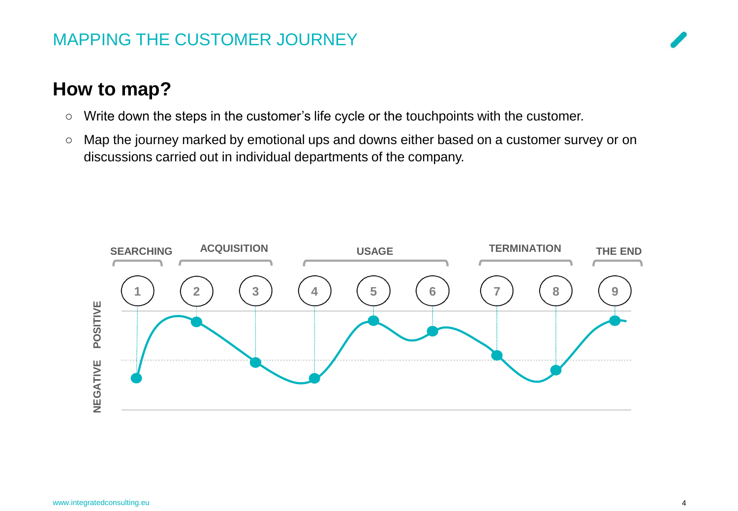# MAPPING THE CUSTOMER JOURNEY

## How to map?

- Write down the steps in the customer's life cycle or the touchpoints with the customer.
- Map the journey marked by emotional ups and downs either based on a customer survey or on discussions carried out in individual departments of the company.

SEARCHING
ACQUISITION
USAGE
TERMINATION
THE END

1 2 3 4 5 6 7 8 9

POSITIVE
NEGATIVE

www.integratedconsulting.eu